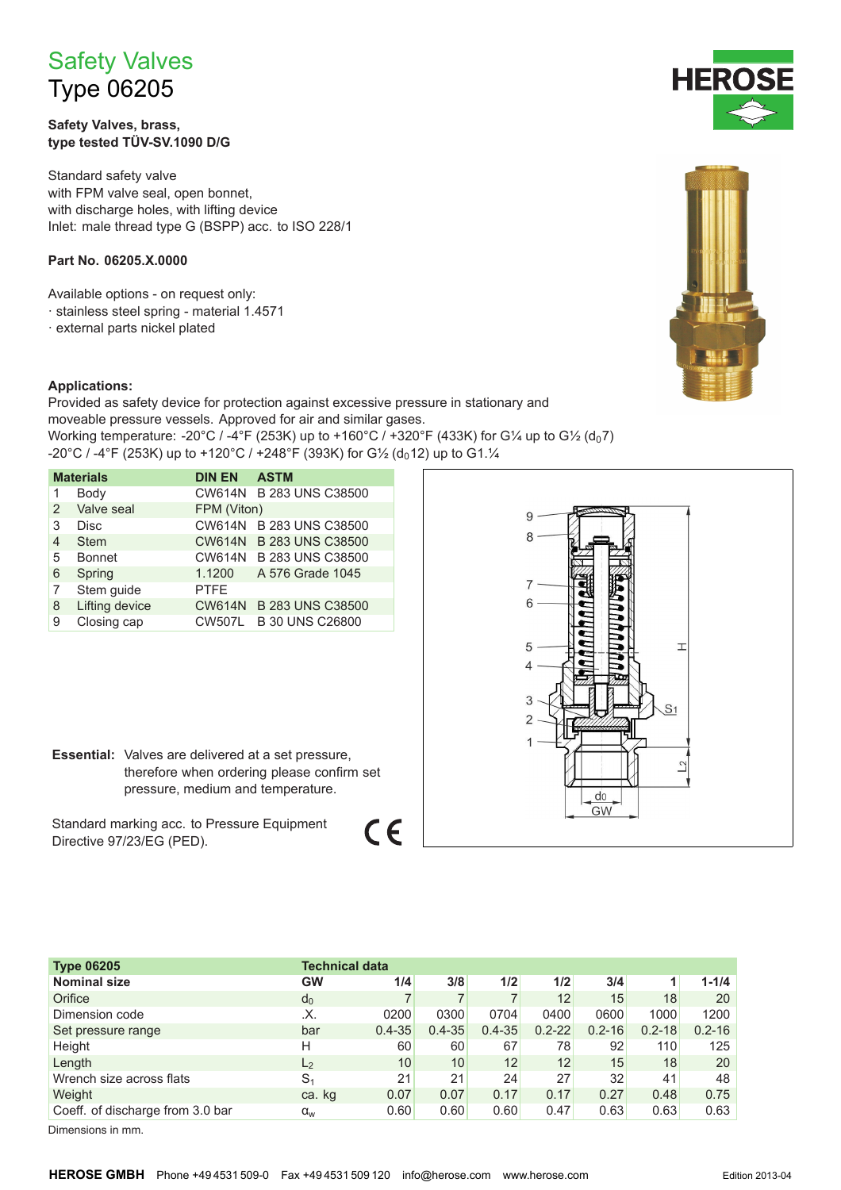# Safety Valves
## Type 06205

**Safety Valves, brass,**
**type tested TÜV-SV.1090 D/G**

Standard safety valve
with FPM valve seal, open bonnet,
with discharge holes, with lifting device
Inlet: male thread type G (BSPP) acc. to ISO 228/1

**Part No. 06205.X.0000**

Available options - on request only:
· stainless steel spring - material 1.4571
· external parts nickel plated

**Applications:**
Provided as safety device for protection against excessive pressure in stationary and moveable pressure vessels. Approved for air and similar gases.
Working temperature: -20°C / -4°F (253K) up to +160°C / +320°F (433K) for G¼ up to G½ ($d_0$7)
-20°C / -4°F (253K) up to +120°C / +248°F (393K) for G½ ($d_0$12) up to G1.¼

| | Materials | DIN EN | ASTM |
|---|---|---|---|
| 1 | Body | CW614N | B 283 UNS C38500 |
| 2 | Valve seal | FPM (Viton) | |
| 3 | Disc | CW614N | B 283 UNS C38500 |
| 4 | Stem | CW614N | B 283 UNS C38500 |
| 5 | Bonnet | CW614N | B 283 UNS C38500 |
| 6 | Spring | 1.1200 | A 576 Grade 1045 |
| 7 | Stem guide | PTFE | |
| 8 | Lifting device | CW614N | B 283 UNS C38500 |
| 9 | Closing cap | CW507L | B 30 UNS C26800 |

**Essential:** Valves are delivered at a set pressure, therefore when ordering please confirm set pressure, medium and temperature.

Standard marking acc. to Pressure Equipment Directive 97/23/EG (PED).

CE

| Type 06205 | Technical data | | | | | | | |
|---|---|---|---|---|---|---|---|---|
| **Nominal size** | **GW** | **1/4** | **3/8** | **1/2** | **1/2** | **3/4** | **1** | **1-1/4** |
| Orifice | $d_0$ | 7 | 7 | 7 | 12 | 15 | 18 | 20 |
| Dimension code | .X. | 0200 | 0300 | 0704 | 0400 | 0600 | 1000 | 1200 |
| Set pressure range | bar | 0.4-35 | 0.4-35 | 0.4-35 | 0.2-22 | 0.2-16 | 0.2-18 | 0.2-16 |
| Height | H | 60 | 60 | 67 | 78 | 92 | 110 | 125 |
| Length | $L_2$ | 10 | 10 | 12 | 12 | 15 | 18 | 20 |
| Wrench size across flats | $S_1$ | 21 | 21 | 24 | 27 | 32 | 41 | 48 |
| Weight | ca. kg | 0.07 | 0.07 | 0.17 | 0.17 | 0.27 | 0.48 | 0.75 |
| Coeff. of discharge from 3.0 bar | $\alpha_w$ | 0.60 | 0.60 | 0.60 | 0.47 | 0.63 | 0.63 | 0.63 |

Dimensions in mm.

**HEROSE GMBH** Phone +49 4531 509-0 Fax +49 4531 509 120 info@herose.com www.herose.com Edition 2013-04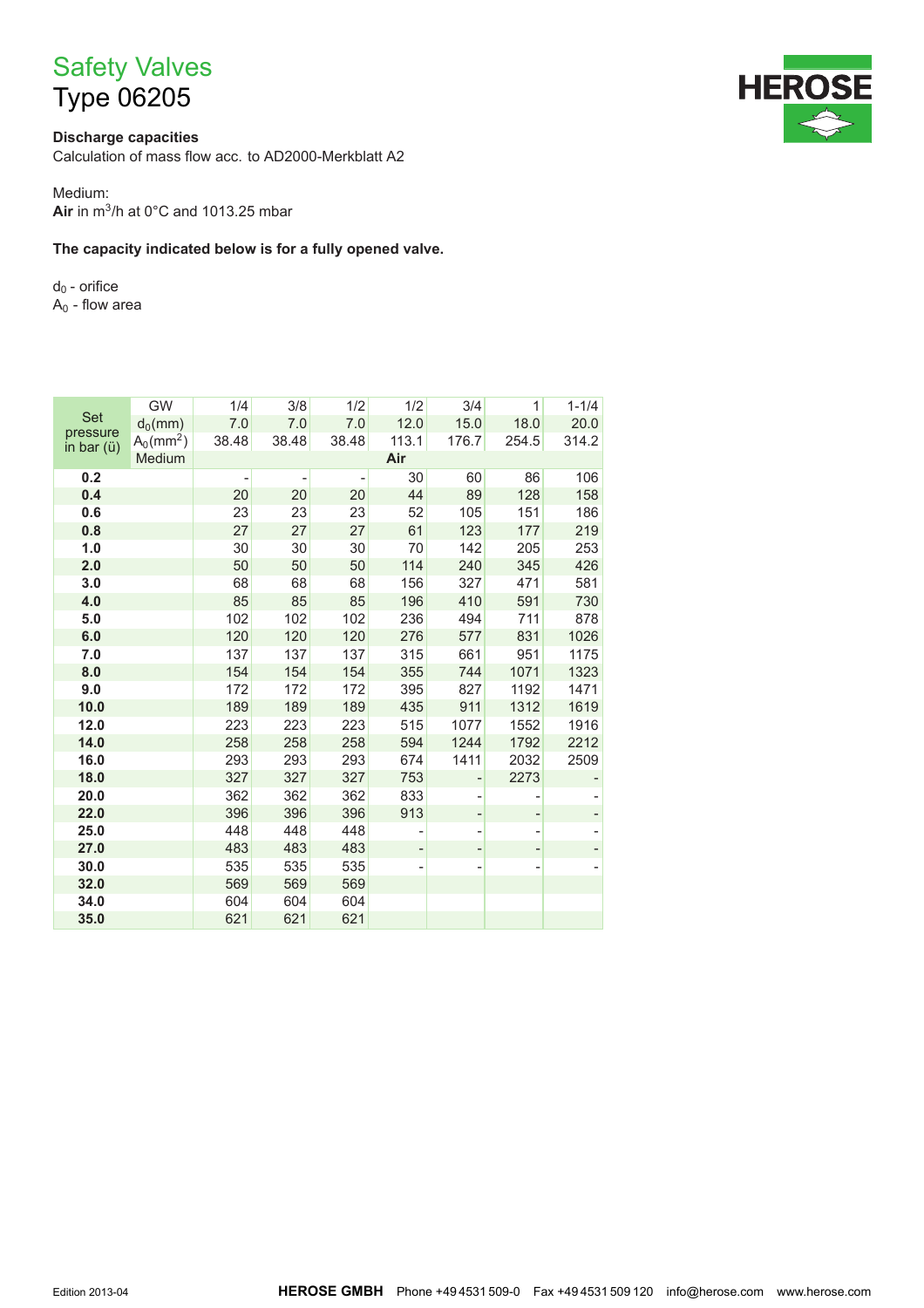# Safety Valves
# Type 06205

**Discharge capacities**
Calculation of mass flow acc. to AD2000-Merkblatt A2

Medium:
**Air** in m³/h at 0°C and 1013.25 mbar

**The capacity indicated below is for a fully opened valve.**

$d_0$ - orifice
$A_0$ - flow area

| Set pressure in bar (ü) | GW | 1/4 | 3/8 | 1/2 | 1/2 | 3/4 | 1 | 1-1/4 |
|---|---|---|---|---|---|---|---|---|
| | $d_0$(mm) | 7.0 | 7.0 | 7.0 | 12.0 | 15.0 | 18.0 | 20.0 |
| | $A_0$(mm²) | 38.48 | 38.48 | 38.48 | 113.1 | 176.7 | 254.5 | 314.2 |
| | Medium | **Air** | | | | | | |
| **0.2** | | - | - | - | 30 | 60 | 86 | 106 |
| **0.4** | | 20 | 20 | 20 | 44 | 89 | 128 | 158 |
| **0.6** | | 23 | 23 | 23 | 52 | 105 | 151 | 186 |
| **0.8** | | 27 | 27 | 27 | 61 | 123 | 177 | 219 |
| **1.0** | | 30 | 30 | 30 | 70 | 142 | 205 | 253 |
| **2.0** | | 50 | 50 | 50 | 114 | 240 | 345 | 426 |
| **3.0** | | 68 | 68 | 68 | 156 | 327 | 471 | 581 |
| **4.0** | | 85 | 85 | 85 | 196 | 410 | 591 | 730 |
| **5.0** | | 102 | 102 | 102 | 236 | 494 | 711 | 878 |
| **6.0** | | 120 | 120 | 120 | 276 | 577 | 831 | 1026 |
| **7.0** | | 137 | 137 | 137 | 315 | 661 | 951 | 1175 |
| **8.0** | | 154 | 154 | 154 | 355 | 744 | 1071 | 1323 |
| **9.0** | | 172 | 172 | 172 | 395 | 827 | 1192 | 1471 |
| **10.0** | | 189 | 189 | 189 | 435 | 911 | 1312 | 1619 |
| **12.0** | | 223 | 223 | 223 | 515 | 1077 | 1552 | 1916 |
| **14.0** | | 258 | 258 | 258 | 594 | 1244 | 1792 | 2212 |
| **16.0** | | 293 | 293 | 293 | 674 | 1411 | 2032 | 2509 |
| **18.0** | | 327 | 327 | 327 | 753 | - | 2273 | - |
| **20.0** | | 362 | 362 | 362 | 833 | - | - | - |
| **22.0** | | 396 | 396 | 396 | 913 | - | - | - |
| **25.0** | | 448 | 448 | 448 | - | - | - | - |
| **27.0** | | 483 | 483 | 483 | - | - | - | - |
| **30.0** | | 535 | 535 | 535 | - | - | - | - |
| **32.0** | | 569 | 569 | 569 | | | | |
| **34.0** | | 604 | 604 | 604 | | | | |
| **35.0** | | 621 | 621 | 621 | | | | |

Edition 2013-04 **HEROSE GMBH** Phone +49 4531 509-0 Fax +49 4531 509 120 info@herose.com www.herose.com